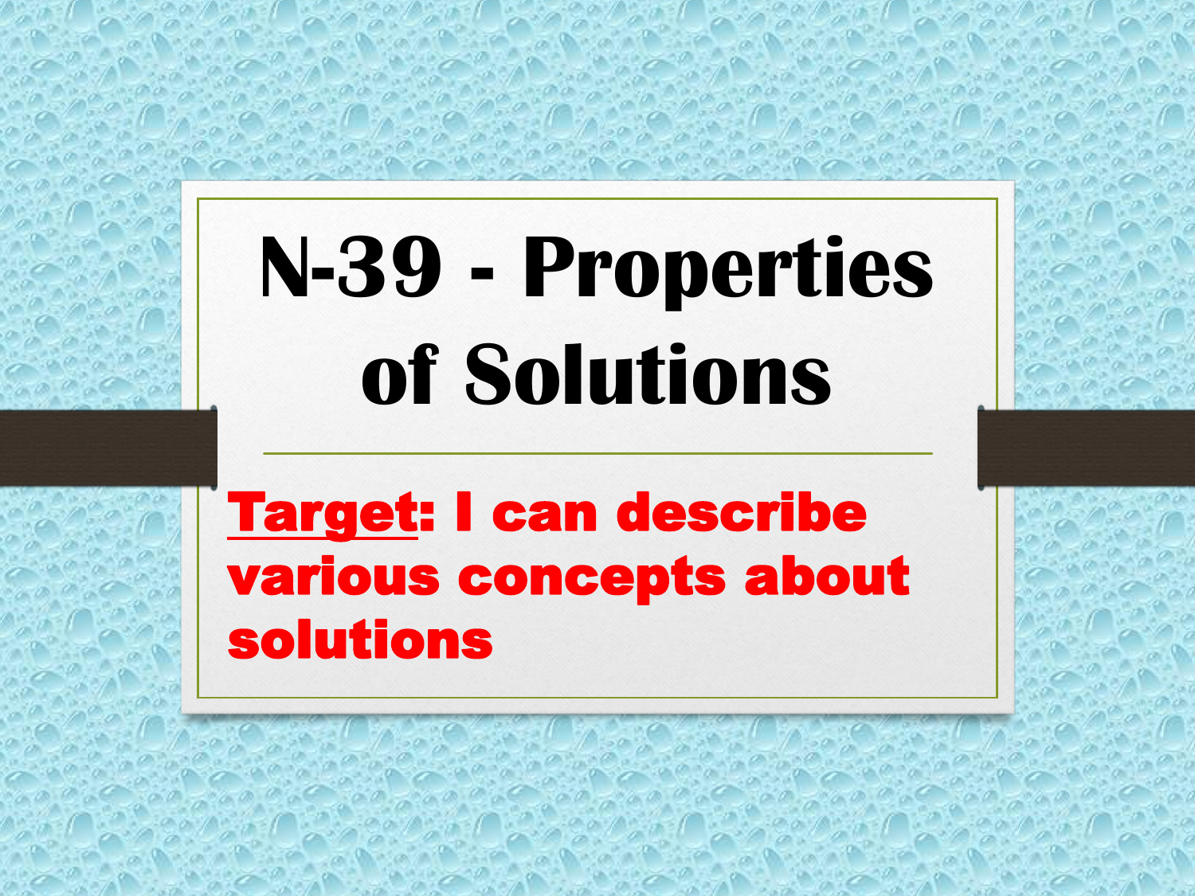# N-39 - Properties of Solutions

**Target: I can describe various concepts about solutions**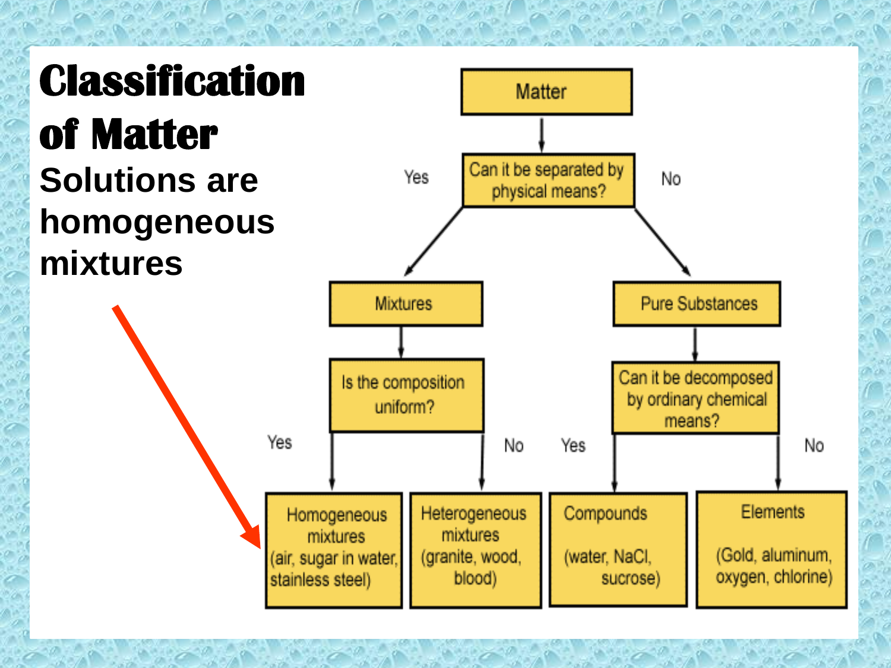# Classification of Matter

**Solutions are homogeneous mixtures**

- **Matter**
  - Can it be separated by physical means?
    - **Yes → Mixtures**
      - Is the composition uniform?
        - **Yes → Homogeneous mixtures** (air, sugar in water, stainless steel)
        - **No → Heterogeneous mixtures** (granite, wood, blood)
    - **No → Pure Substances**
      - Can it be decomposed by ordinary chemical means?
        - **Yes → Compounds** (water, NaCl, sucrose)
        - **No → Elements** (Gold, aluminum, oxygen, chlorine)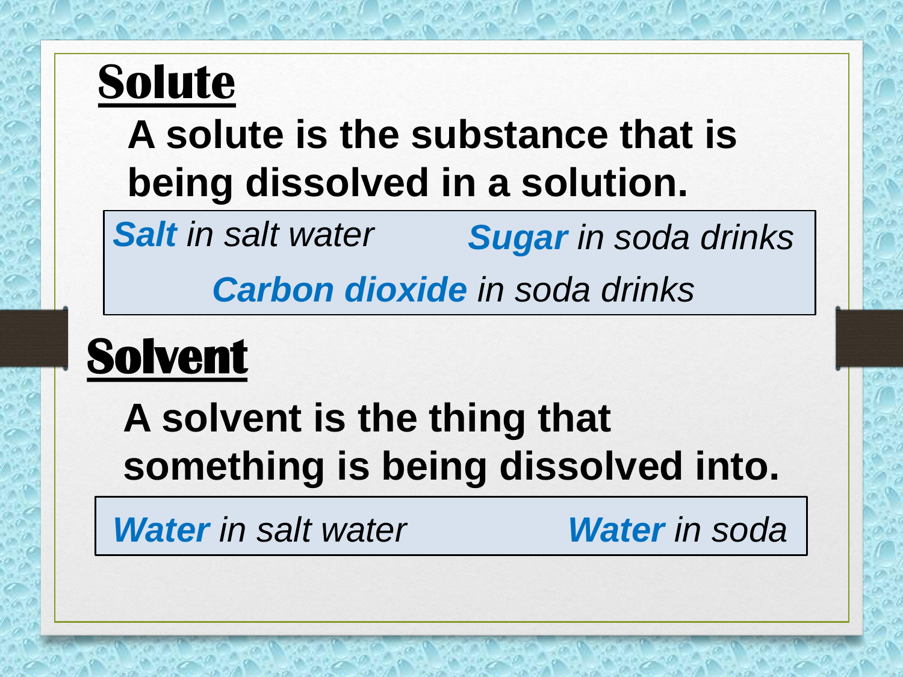# Solute

**A solute is the substance that is being dissolved in a solution.**

***Salt*** *in salt water*

***Sugar*** *in soda drinks*

***Carbon dioxide*** *in soda drinks*

# Solvent

**A solvent is the thing that something is being dissolved into.**

***Water*** *in salt water*

***Water*** *in soda*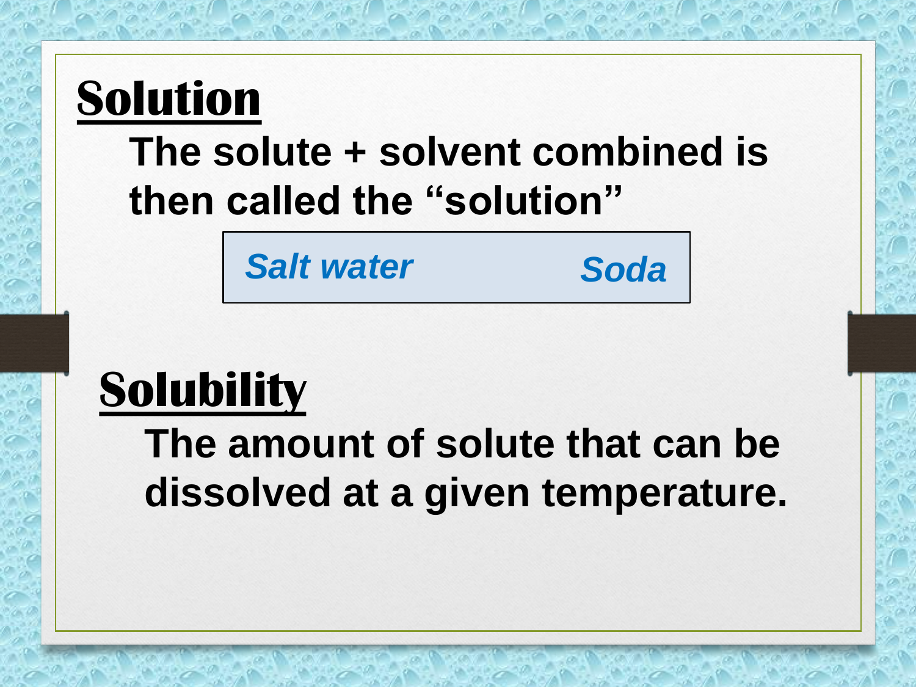## Solution

**The solute + solvent combined is then called the "solution"**

| *Salt water* | *Soda* |
|---|---|

## Solubility

**The amount of solute that can be dissolved at a given temperature.**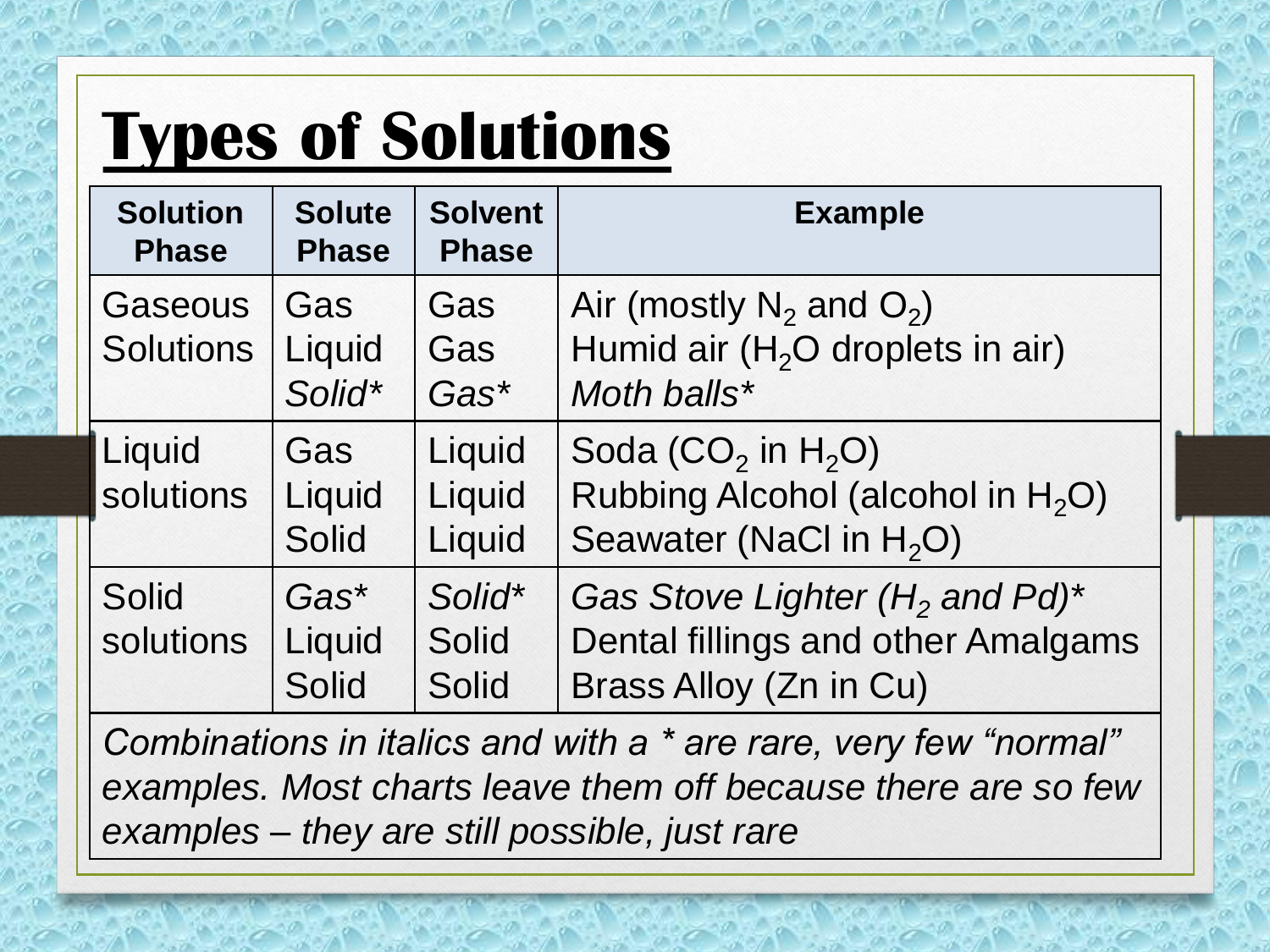# Types of Solutions

| Solution Phase | Solute Phase | Solvent Phase | Example |
|---|---|---|---|
| Gaseous Solutions | Gas | Gas | Air (mostly $N_2$ and $O_2$) |
| | Liquid | Gas | Humid air ($H_2O$ droplets in air) |
| | *Solid** | *Gas** | *Moth balls** |
| Liquid solutions | Gas | Liquid | Soda ($CO_2$ in $H_2O$) |
| | Liquid | Liquid | Rubbing Alcohol (alcohol in $H_2O$) |
| | Solid | Liquid | Seawater (NaCl in $H_2O$) |
| Solid solutions | *Gas** | *Solid** | *Gas Stove Lighter ($H_2$ and Pd)** |
| | Liquid | Solid | Dental fillings and other Amalgams |
| | Solid | Solid | Brass Alloy (Zn in Cu) |

*Combinations in italics and with a * are rare, very few "normal" examples. Most charts leave them off because there are so few examples – they are still possible, just rare*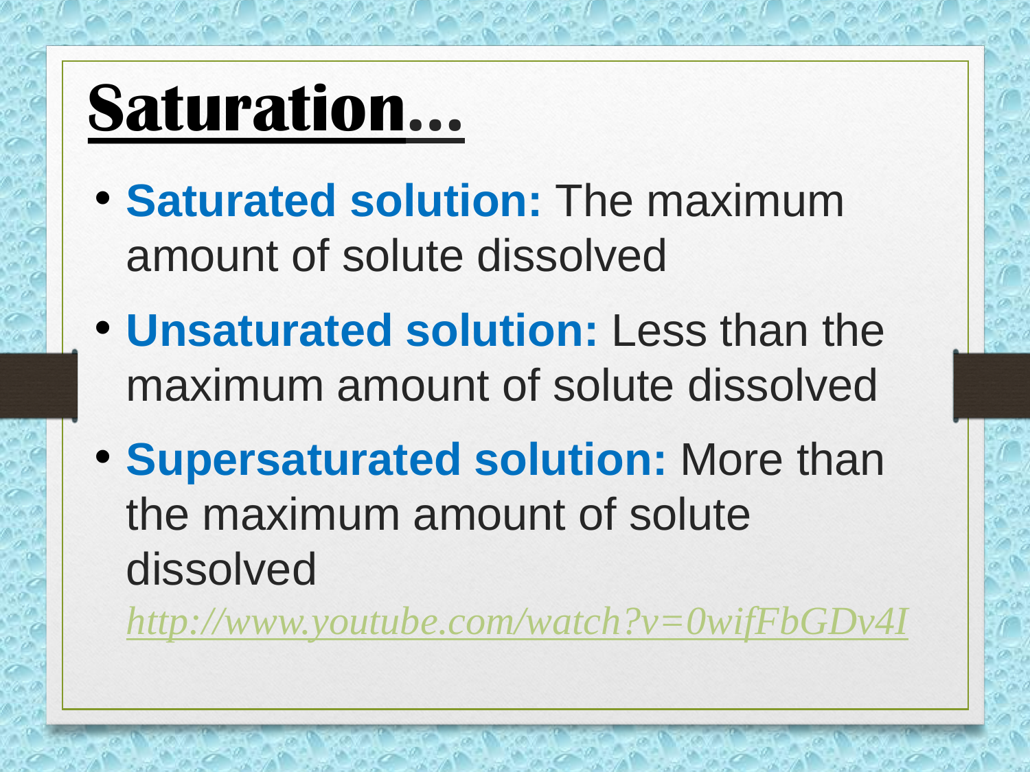# Saturation…

- **Saturated solution:** The maximum amount of solute dissolved
- **Unsaturated solution:** Less than the maximum amount of solute dissolved
- **Supersaturated solution:** More than the maximum amount of solute dissolved

  *http://www.youtube.com/watch?v=0wifFbGDv4I*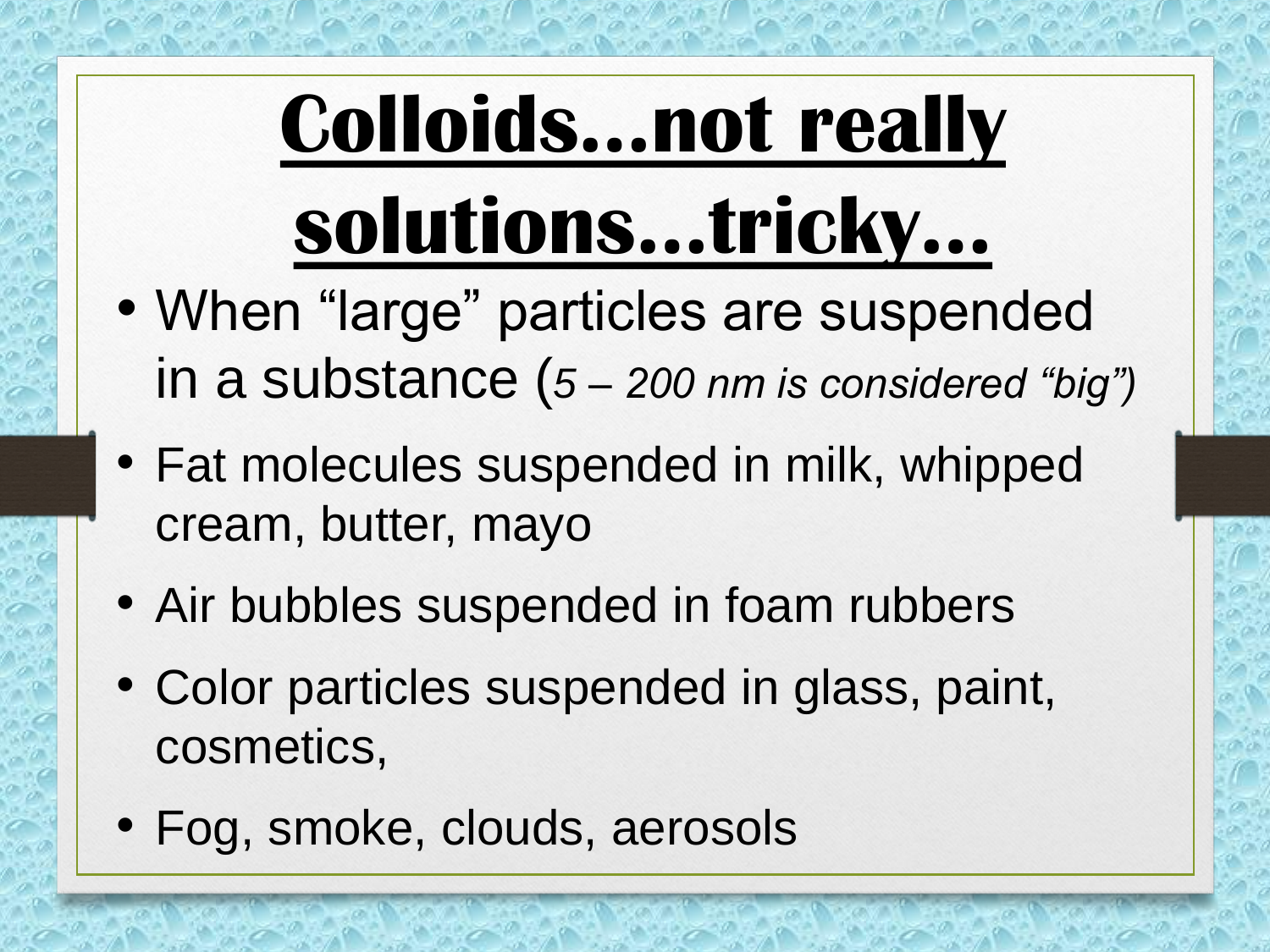# Colloids…not really solutions…tricky…

- When "large" particles are suspended in a substance (*5 – 200 nm is considered "big")*
- Fat molecules suspended in milk, whipped cream, butter, mayo
- Air bubbles suspended in foam rubbers
- Color particles suspended in glass, paint, cosmetics,
- Fog, smoke, clouds, aerosols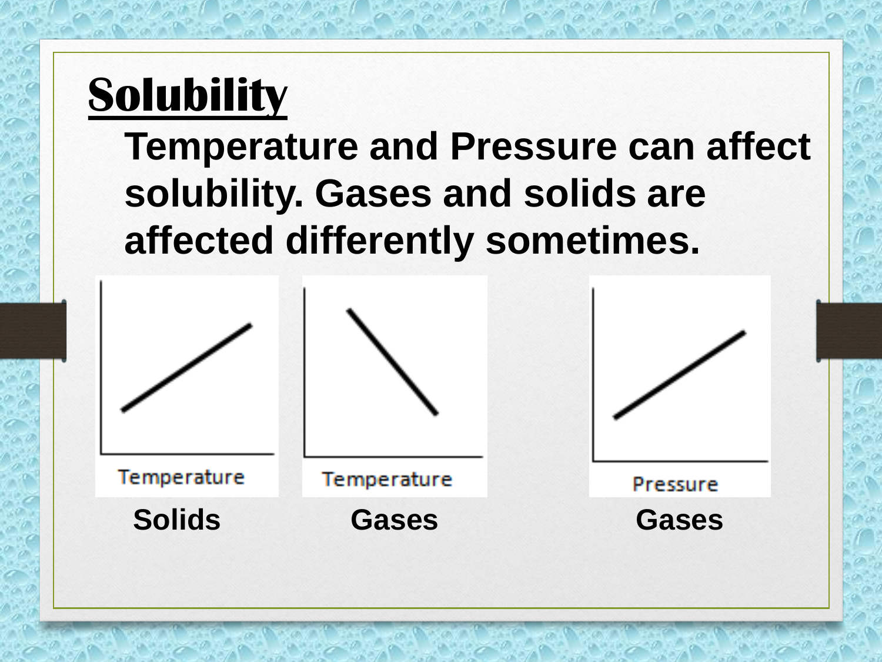# Solubility

**Temperature and Pressure can affect solubility. Gases and solids are affected differently sometimes.**

Temperature

**Solids**

Temperature

**Gases**

Pressure

**Gases**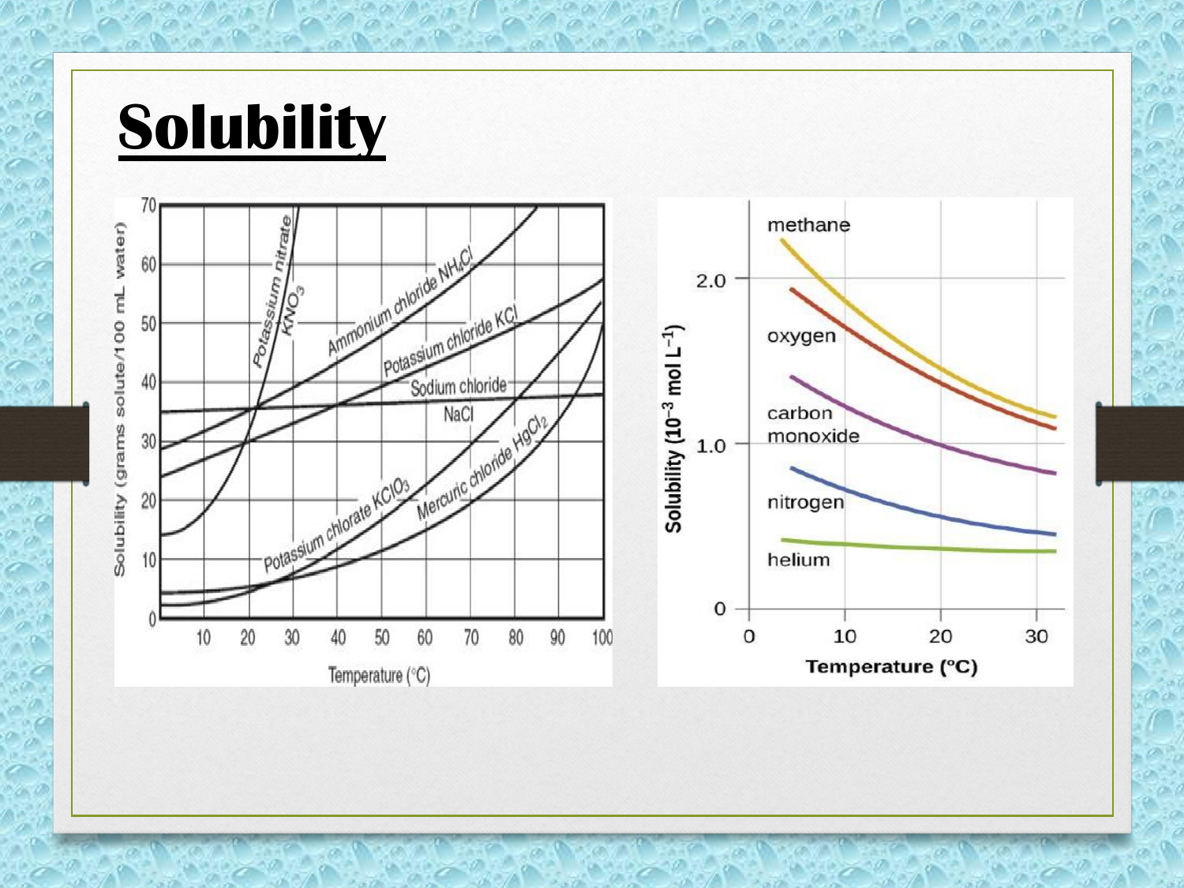# Solubility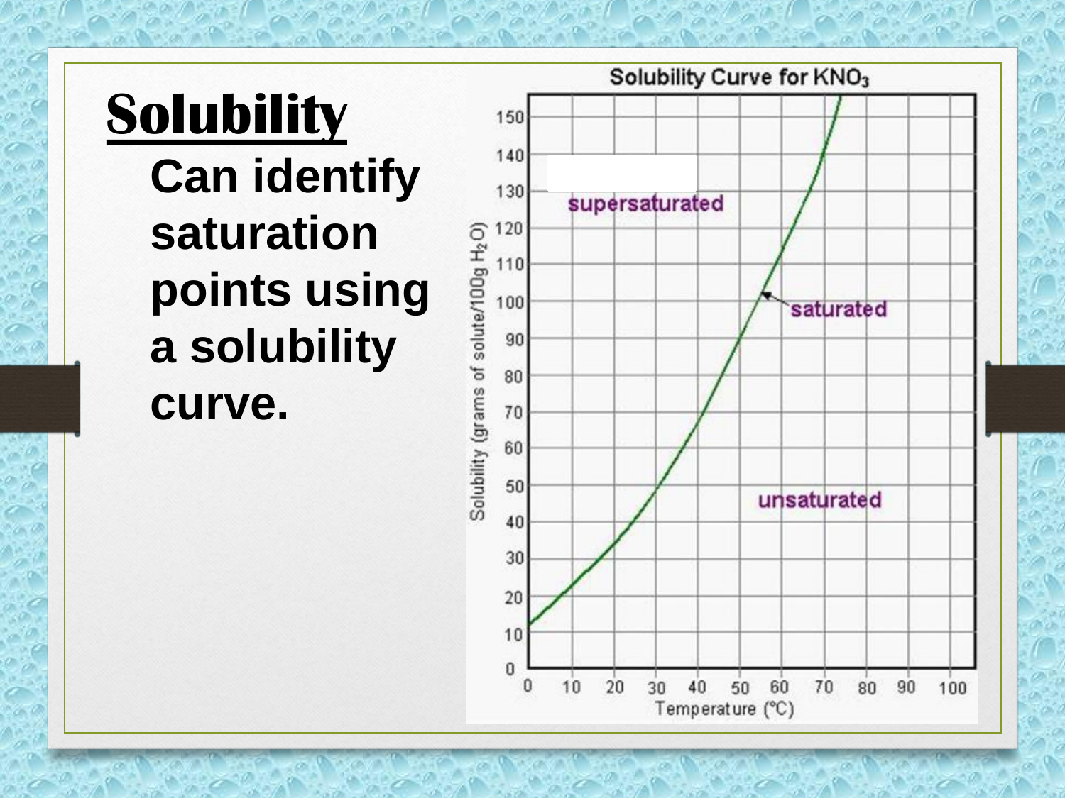# Solubility

**Can identify saturation points using a solubility curve.**

**Solubility Curve for $KNO_3$**

supersaturated

saturated

unsaturated

Solubility (grams of solute/100g $H_2O$)

Temperature (°C)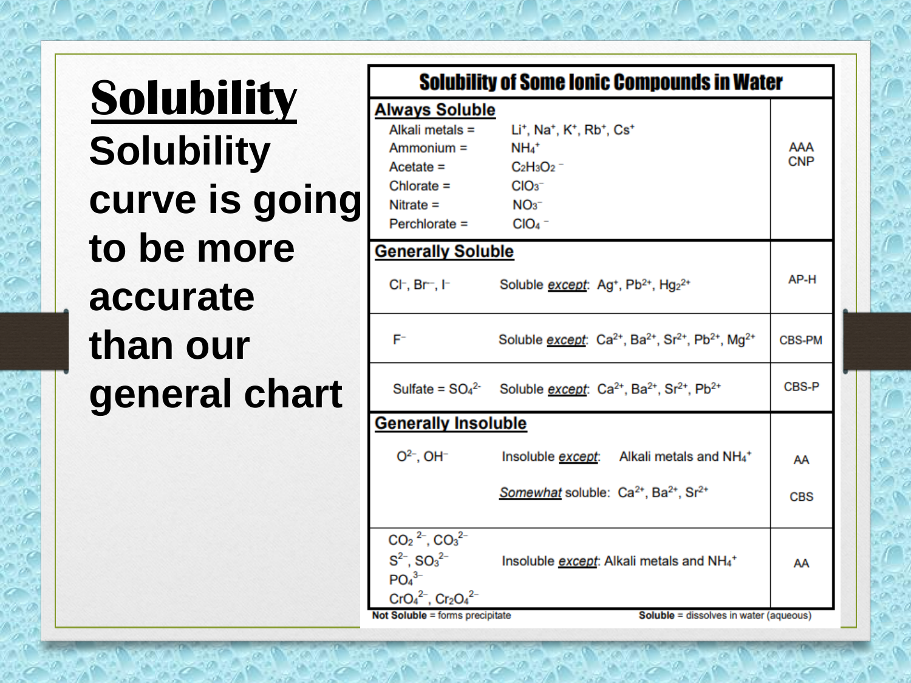# Solubility

## Solubility curve is going to be more accurate than our general chart

**Solubility of Some Ionic Compounds in Water**

| Category | Ions | Rule | Mnemonic |
| --- | --- | --- | --- |
| **Always Soluble** | | | AAA CNP |
| | Alkali metals = | $Li^+$, $Na^+$, $K^+$, $Rb^+$, $Cs^+$ | |
| | Ammonium = | $NH_4^+$ | |
| | Acetate = | $C_2H_3O_2^-$ | |
| | Chlorate = | $ClO_3^-$ | |
| | Nitrate = | $NO_3^-$ | |
| | Perchlorate = | $ClO_4^-$ | |
| **Generally Soluble** | | | |
| | $Cl^-$, $Br^-$, $I^-$ | Soluble *except*: $Ag^+$, $Pb^{2+}$, $Hg_2^{2+}$ | AP-H |
| | $F^-$ | Soluble *except*: $Ca^{2+}$, $Ba^{2+}$, $Sr^{2+}$, $Pb^{2+}$, $Mg^{2+}$ | CBS-PM |
| | Sulfate = $SO_4^{2-}$ | Soluble *except*: $Ca^{2+}$, $Ba^{2+}$, $Sr^{2+}$, $Pb^{2+}$ | CBS-P |
| **Generally Insoluble** | | | |
| | $O^{2-}$, $OH^-$ | Insoluble *except*: Alkali metals and $NH_4^+$ | AA |
| | | *Somewhat* soluble: $Ca^{2+}$, $Ba^{2+}$, $Sr^{2+}$ | CBS |
| | $CO_2^{2-}$, $CO_3^{2-}$, $S^{2-}$, $SO_3^{2-}$, $PO_4^{3-}$, $CrO_4^{2-}$, $Cr_2O_4^{2-}$ | Insoluble *except*: Alkali metals and $NH_4^+$ | AA |

**Not Soluble** = forms precipitate **Soluble** = dissolves in water (aqueous)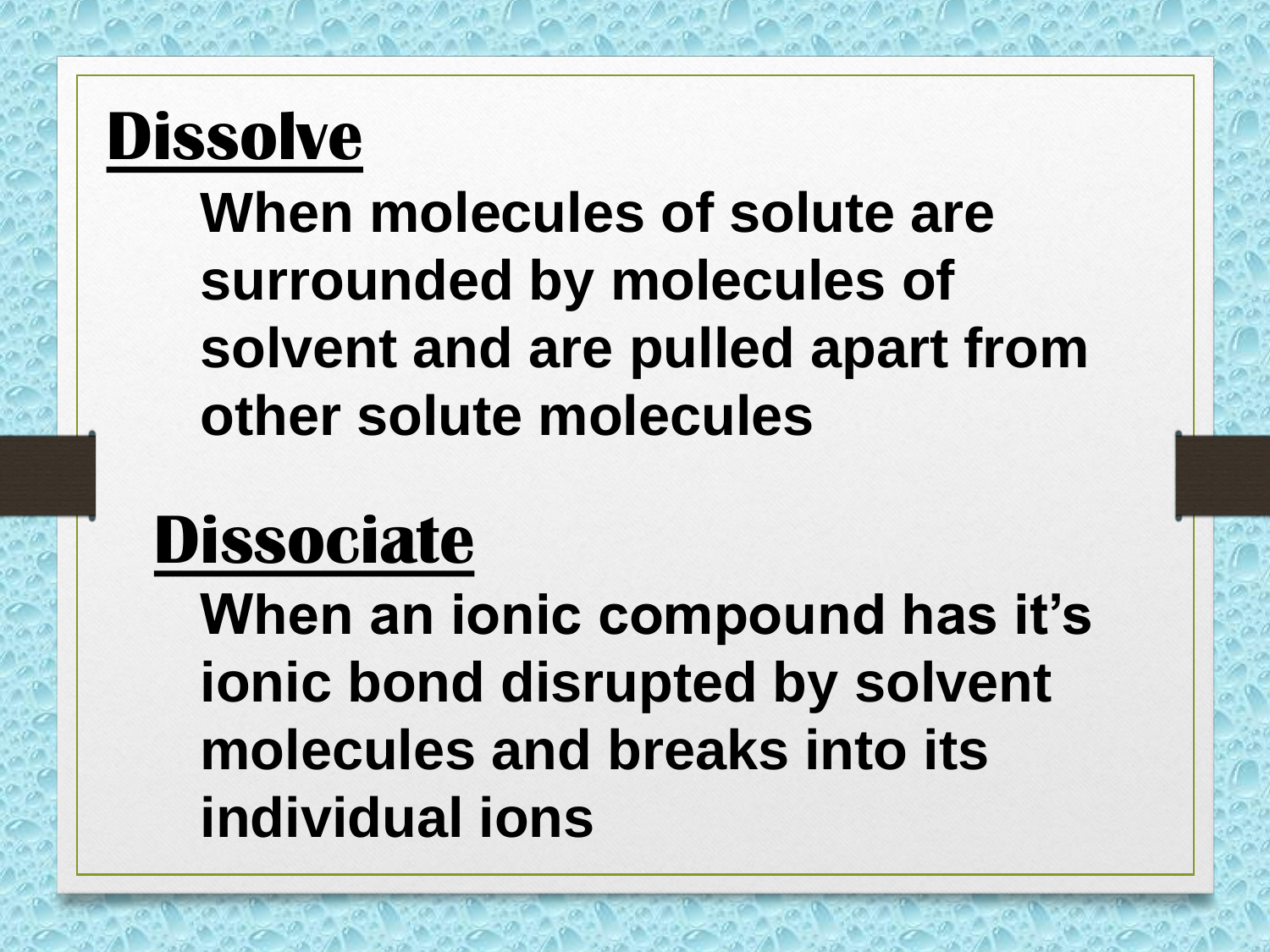## Dissolve

**When molecules of solute are surrounded by molecules of solvent and are pulled apart from other solute molecules**

## Dissociate

**When an ionic compound has it's ionic bond disrupted by solvent molecules and breaks into its individual ions**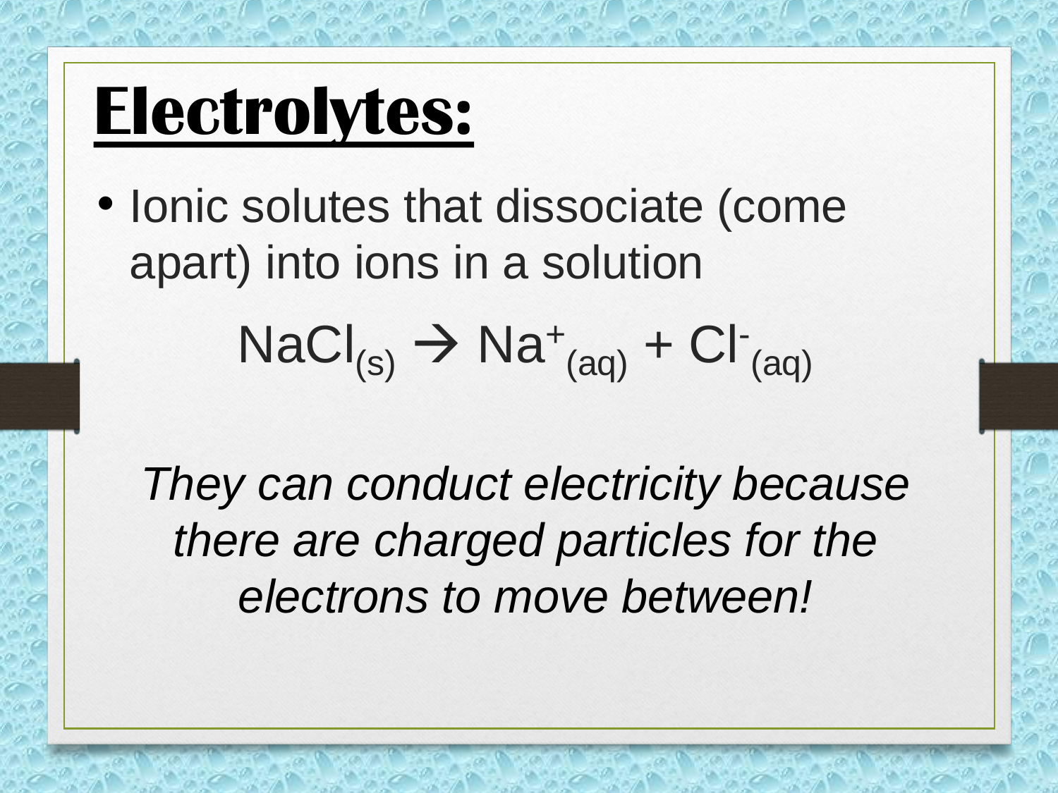# Electrolytes:

- Ionic solutes that dissociate (come apart) into ions in a solution

$$NaCl_{(s)} \rightarrow Na^{+}_{(aq)} + Cl^{-}_{(aq)}$$

*They can conduct electricity because there are charged particles for the electrons to move between!*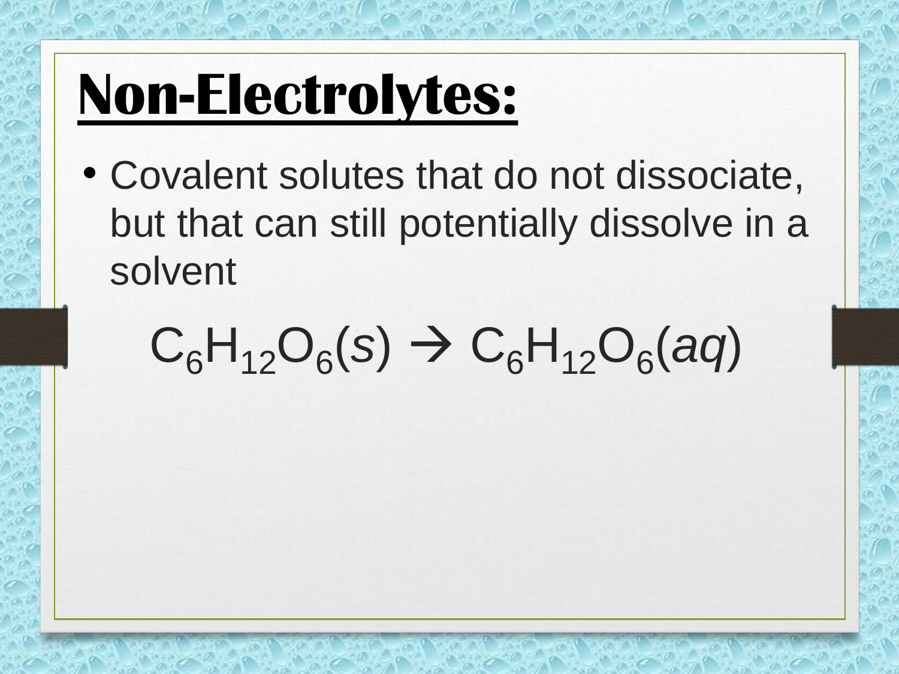# Non-Electrolytes:

- Covalent solutes that do not dissociate, but that can still potentially dissolve in a solvent

$$C_6H_{12}O_6(s) \rightarrow C_6H_{12}O_6(aq)$$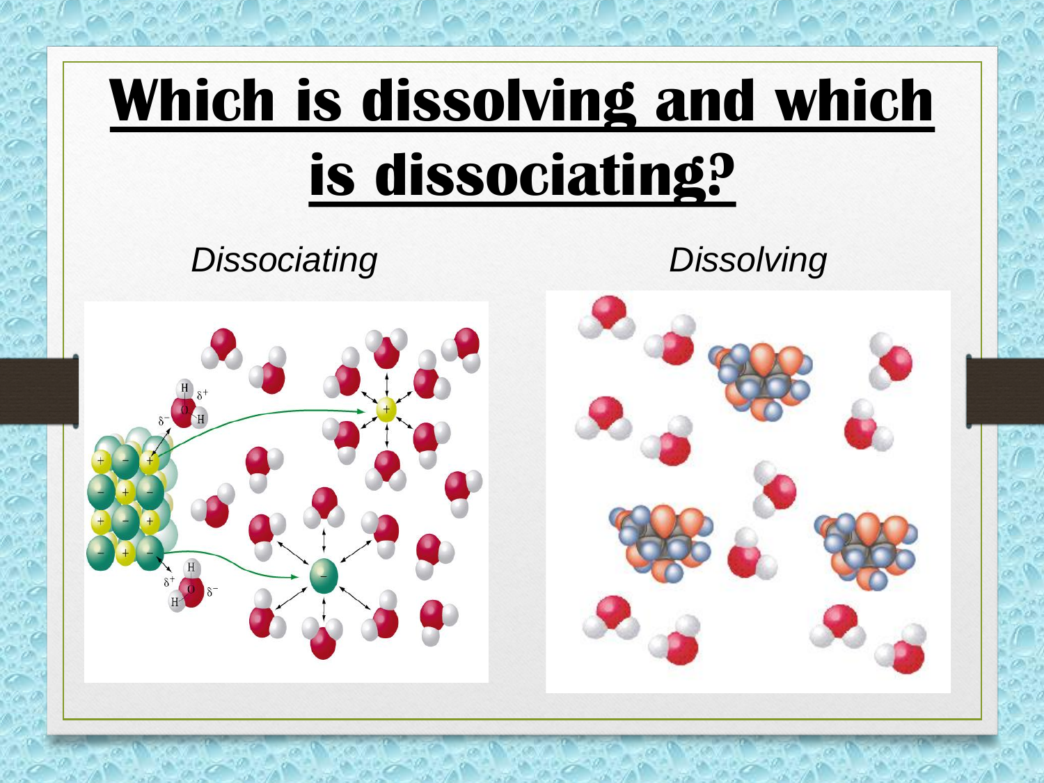# Which is dissolving and which is dissociating?

*Dissociating*

*Dissolving*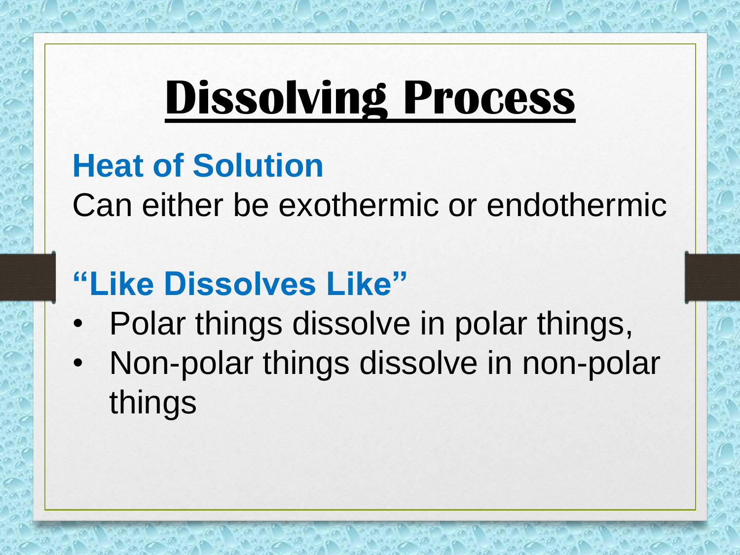# Dissolving Process

## Heat of Solution

Can either be exothermic or endothermic

## "Like Dissolves Like"

- Polar things dissolve in polar things,
- Non-polar things dissolve in non-polar things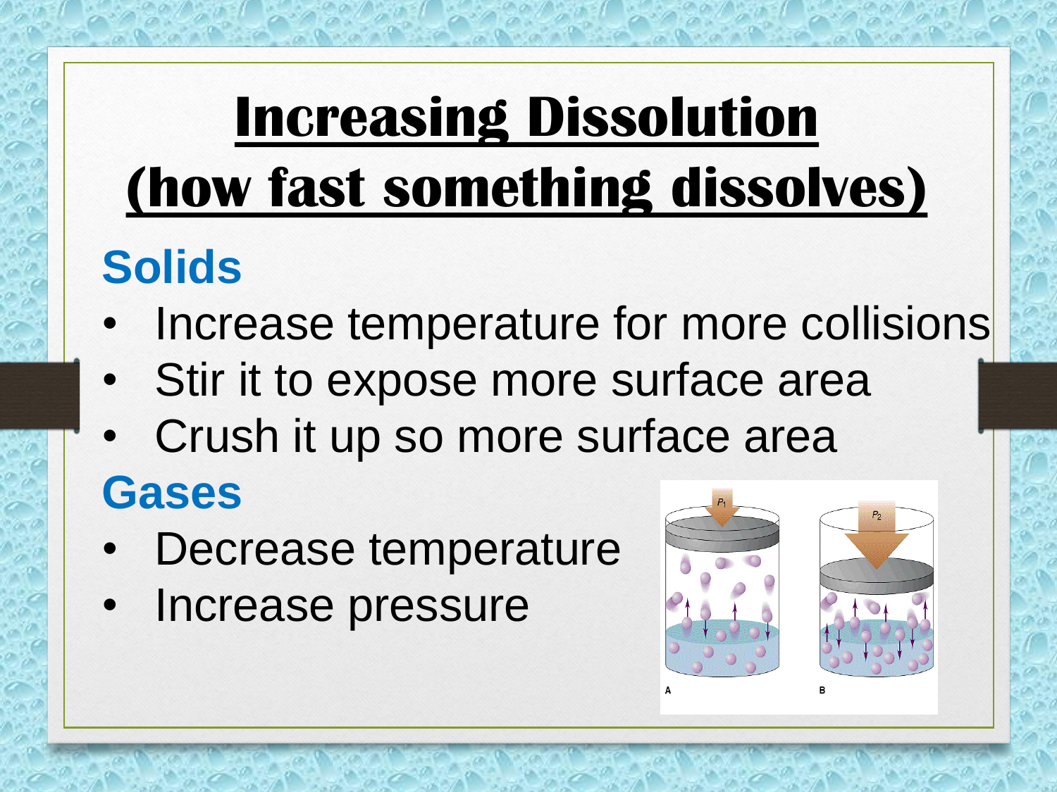# Increasing Dissolution (how fast something dissolves)

## Solids

- Increase temperature for more collisions
- Stir it to expose more surface area
- Crush it up so more surface area

## Gases

- Decrease temperature
- Increase pressure

$P_1$

$P_2$

A

B